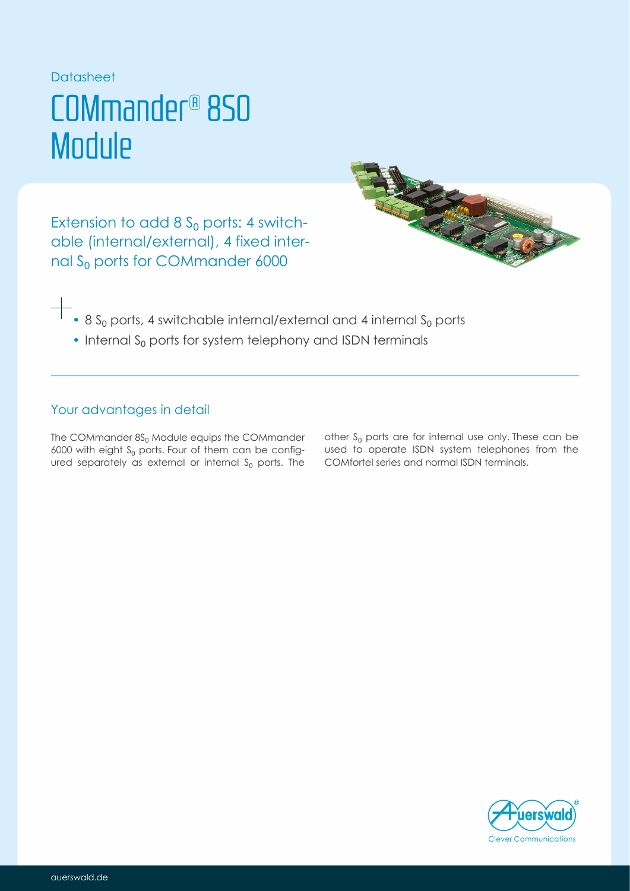Datasheet

# COMmander® 8S0 Module

## Extension to add 8 $S_0$ ports: 4 switchable (internal/external), 4 fixed internal $S_0$ ports for COMmander 6000

- 8 $S_0$ ports, 4 switchable internal/external and 4 internal $S_0$ ports
- Internal $S_0$ ports for system telephony and ISDN terminals

### Your advantages in detail

The COMmander 8$S_0$ Module equips the COMmander 6000 with eight $S_0$ ports. Four of them can be configured separately as external or internal $S_0$ ports. The other $S_0$ ports are for internal use only. These can be used to operate ISDN system telephones from the COMfortel series and normal ISDN terminals.

Auerswald® Clever Communications

auerswald.de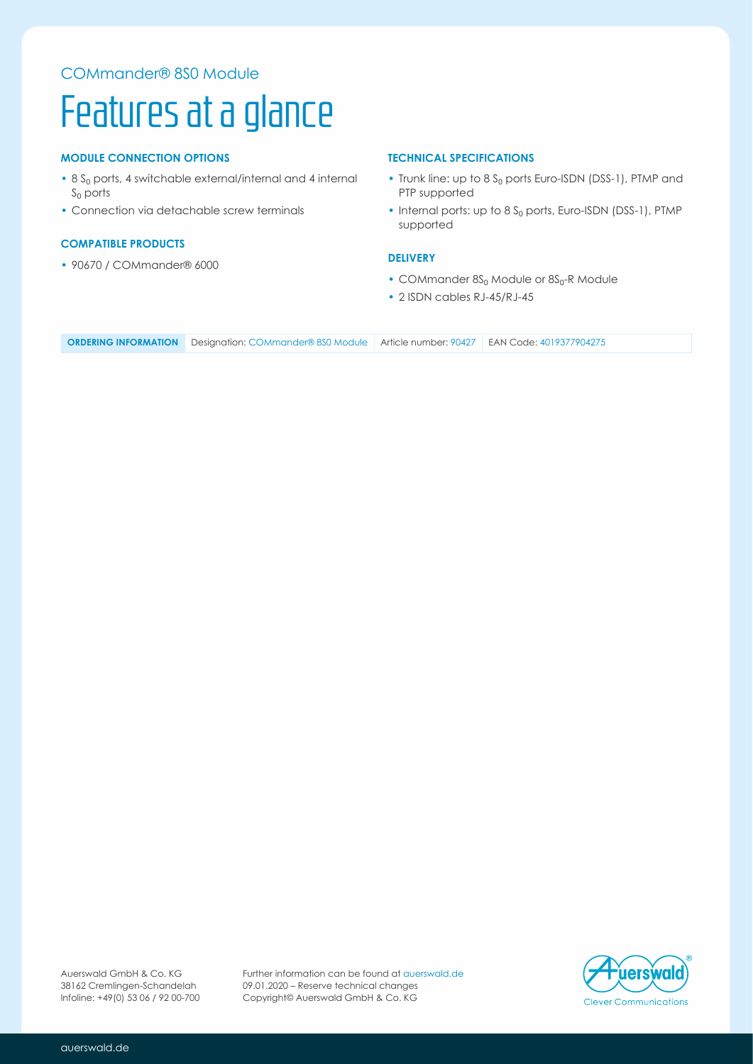COMmander® 8S0 Module

# Features at a glance

### MODULE CONNECTION OPTIONS

- 8 $S_0$ ports, 4 switchable external/internal and 4 internal $S_0$ ports
- Connection via detachable screw terminals

### COMPATIBLE PRODUCTS

- 90670 / COMmander® 6000

### TECHNICAL SPECIFICATIONS

- Trunk line: up to 8 $S_0$ ports Euro-ISDN (DSS-1), PTMP and PTP supported
- Internal ports: up to 8 $S_0$ ports, Euro-ISDN (DSS-1), PTMP supported

### DELIVERY

- COMmander 8$S_0$ Module or 8$S_0$-R Module
- 2 ISDN cables RJ-45/RJ-45

| | | | |
|---|---|---|---|
| **ORDERING INFORMATION** | Designation: COMmander® 8S0 Module | Article number: 90427 | EAN Code: 4019377904275 |

Auerswald GmbH & Co. KG
38162 Cremlingen-Schandelah
Infoline: +49(0) 53 06 / 92 00-700

Further information can be found at auerswald.de
09.01.2020 – Reserve technical changes
Copyright© Auerswald GmbH & Co. KG

auerswald®
Clever Communications